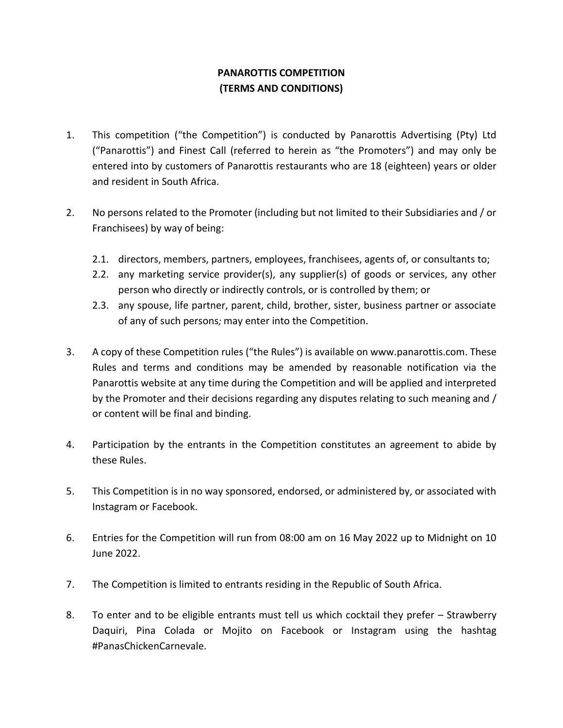# PANAROTTIS COMPETITION
# (TERMS AND CONDITIONS)

1. This competition ("the Competition") is conducted by Panarottis Advertising (Pty) Ltd ("Panarottis") and Finest Call (referred to herein as "the Promoters") and may only be entered into by customers of Panarottis restaurants who are 18 (eighteen) years or older and resident in South Africa.

2. No persons related to the Promoter (including but not limited to their Subsidiaries and / or Franchisees) by way of being:

   2.1. directors, members, partners, employees, franchisees, agents of, or consultants to;

   2.2. any marketing service provider(s), any supplier(s) of goods or services, any other person who directly or indirectly controls, or is controlled by them; or

   2.3. any spouse, life partner, parent, child, brother, sister, business partner or associate of any of such persons*;* may enter into the Competition.

3. A copy of these Competition rules ("the Rules") is available on www.panarottis.com. These Rules and terms and conditions may be amended by reasonable notification via the Panarottis website at any time during the Competition and will be applied and interpreted by the Promoter and their decisions regarding any disputes relating to such meaning and / or content will be final and binding.

4. Participation by the entrants in the Competition constitutes an agreement to abide by these Rules.

5. This Competition is in no way sponsored, endorsed, or administered by, or associated with Instagram or Facebook.

6. Entries for the Competition will run from 08:00 am on 16 May 2022 up to Midnight on 10 June 2022.

7. The Competition is limited to entrants residing in the Republic of South Africa.

8. To enter and to be eligible entrants must tell us which cocktail they prefer – Strawberry Daquiri, Pina Colada or Mojito on Facebook or Instagram using the hashtag #PanasChickenCarnevale.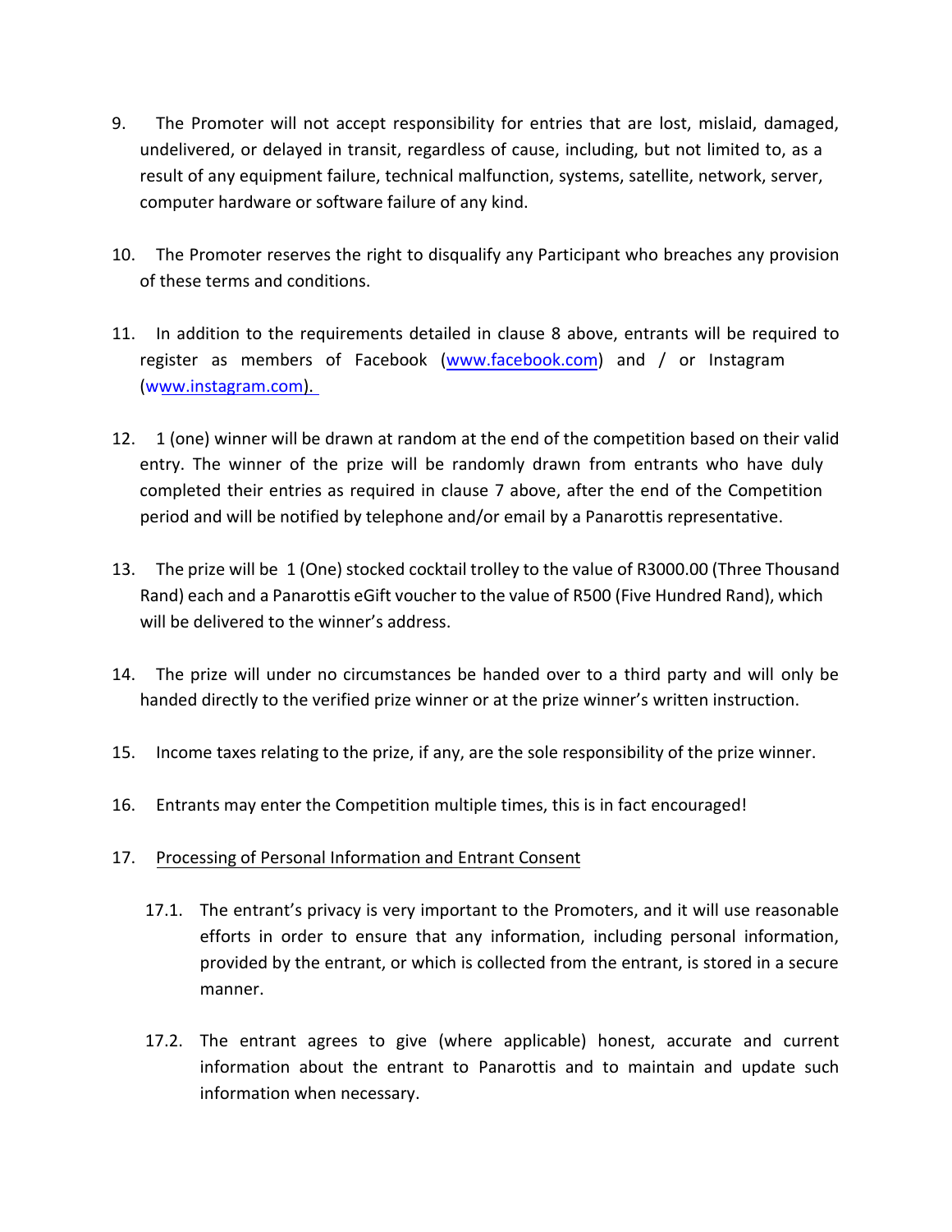9. The Promoter will not accept responsibility for entries that are lost, mislaid, damaged, undelivered, or delayed in transit, regardless of cause, including, but not limited to, as a result of any equipment failure, technical malfunction, systems, satellite, network, server, computer hardware or software failure of any kind.

10. The Promoter reserves the right to disqualify any Participant who breaches any provision of these terms and conditions.

11. In addition to the requirements detailed in clause 8 above, entrants will be required to register as members of Facebook (www.facebook.com) and / or Instagram (www.instagram.com).

12. 1 (one) winner will be drawn at random at the end of the competition based on their valid entry. The winner of the prize will be randomly drawn from entrants who have duly completed their entries as required in clause 7 above, after the end of the Competition period and will be notified by telephone and/or email by a Panarottis representative.

13. The prize will be 1 (One) stocked cocktail trolley to the value of R3000.00 (Three Thousand Rand) each and a Panarottis eGift voucher to the value of R500 (Five Hundred Rand), which will be delivered to the winner's address.

14. The prize will under no circumstances be handed over to a third party and will only be handed directly to the verified prize winner or at the prize winner's written instruction.

15. Income taxes relating to the prize, if any, are the sole responsibility of the prize winner.

16. Entrants may enter the Competition multiple times, this is in fact encouraged!

17. <u>Processing of Personal Information and Entrant Consent</u>

    17.1. The entrant's privacy is very important to the Promoters, and it will use reasonable efforts in order to ensure that any information, including personal information, provided by the entrant, or which is collected from the entrant, is stored in a secure manner.

    17.2. The entrant agrees to give (where applicable) honest, accurate and current information about the entrant to Panarottis and to maintain and update such information when necessary.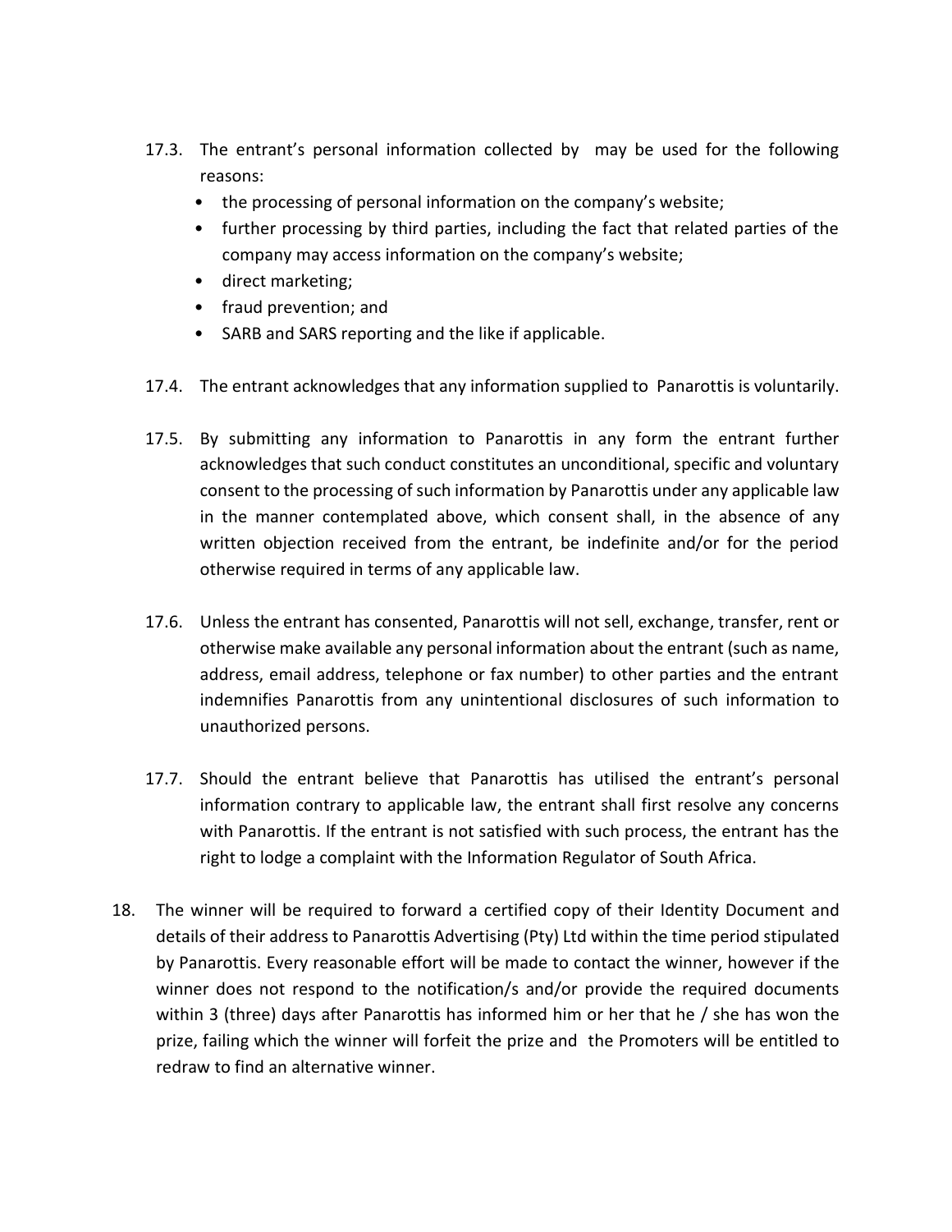17.3. The entrant's personal information collected by may be used for the following reasons:

- the processing of personal information on the company's website;
- further processing by third parties, including the fact that related parties of the company may access information on the company's website;
- direct marketing;
- fraud prevention; and
- SARB and SARS reporting and the like if applicable.

17.4. The entrant acknowledges that any information supplied to Panarottis is voluntarily.

17.5. By submitting any information to Panarottis in any form the entrant further acknowledges that such conduct constitutes an unconditional, specific and voluntary consent to the processing of such information by Panarottis under any applicable law in the manner contemplated above, which consent shall, in the absence of any written objection received from the entrant, be indefinite and/or for the period otherwise required in terms of any applicable law.

17.6. Unless the entrant has consented, Panarottis will not sell, exchange, transfer, rent or otherwise make available any personal information about the entrant (such as name, address, email address, telephone or fax number) to other parties and the entrant indemnifies Panarottis from any unintentional disclosures of such information to unauthorized persons.

17.7. Should the entrant believe that Panarottis has utilised the entrant's personal information contrary to applicable law, the entrant shall first resolve any concerns with Panarottis. If the entrant is not satisfied with such process, the entrant has the right to lodge a complaint with the Information Regulator of South Africa.

18. The winner will be required to forward a certified copy of their Identity Document and details of their address to Panarottis Advertising (Pty) Ltd within the time period stipulated by Panarottis. Every reasonable effort will be made to contact the winner, however if the winner does not respond to the notification/s and/or provide the required documents within 3 (three) days after Panarottis has informed him or her that he / she has won the prize, failing which the winner will forfeit the prize and the Promoters will be entitled to redraw to find an alternative winner.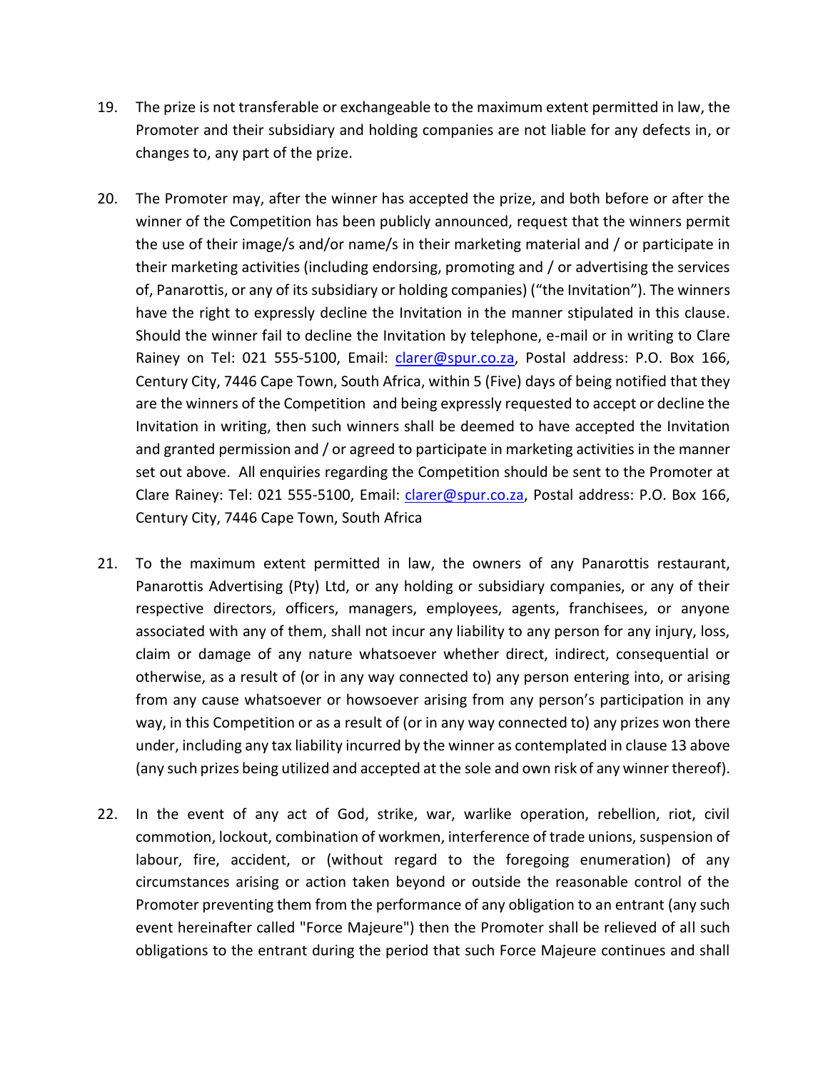19. The prize is not transferable or exchangeable to the maximum extent permitted in law, the Promoter and their subsidiary and holding companies are not liable for any defects in, or changes to, any part of the prize.

20. The Promoter may, after the winner has accepted the prize, and both before or after the winner of the Competition has been publicly announced, request that the winners permit the use of their image/s and/or name/s in their marketing material and / or participate in their marketing activities (including endorsing, promoting and / or advertising the services of, Panarottis, or any of its subsidiary or holding companies) ("the Invitation"). The winners have the right to expressly decline the Invitation in the manner stipulated in this clause. Should the winner fail to decline the Invitation by telephone, e-mail or in writing to Clare Rainey on Tel: 021 555-5100, Email: clarer@spur.co.za, Postal address: P.O. Box 166, Century City, 7446 Cape Town, South Africa, within 5 (Five) days of being notified that they are the winners of the Competition and being expressly requested to accept or decline the Invitation in writing, then such winners shall be deemed to have accepted the Invitation and granted permission and / or agreed to participate in marketing activities in the manner set out above. All enquiries regarding the Competition should be sent to the Promoter at Clare Rainey: Tel: 021 555-5100, Email: clarer@spur.co.za, Postal address: P.O. Box 166, Century City, 7446 Cape Town, South Africa

21. To the maximum extent permitted in law, the owners of any Panarottis restaurant, Panarottis Advertising (Pty) Ltd, or any holding or subsidiary companies, or any of their respective directors, officers, managers, employees, agents, franchisees, or anyone associated with any of them, shall not incur any liability to any person for any injury, loss, claim or damage of any nature whatsoever whether direct, indirect, consequential or otherwise, as a result of (or in any way connected to) any person entering into, or arising from any cause whatsoever or howsoever arising from any person's participation in any way, in this Competition or as a result of (or in any way connected to) any prizes won there under, including any tax liability incurred by the winner as contemplated in clause 13 above (any such prizes being utilized and accepted at the sole and own risk of any winner thereof).

22. In the event of any act of God, strike, war, warlike operation, rebellion, riot, civil commotion, lockout, combination of workmen, interference of trade unions, suspension of labour, fire, accident, or (without regard to the foregoing enumeration) of any circumstances arising or action taken beyond or outside the reasonable control of the Promoter preventing them from the performance of any obligation to an entrant (any such event hereinafter called "Force Majeure") then the Promoter shall be relieved of all such obligations to the entrant during the period that such Force Majeure continues and shall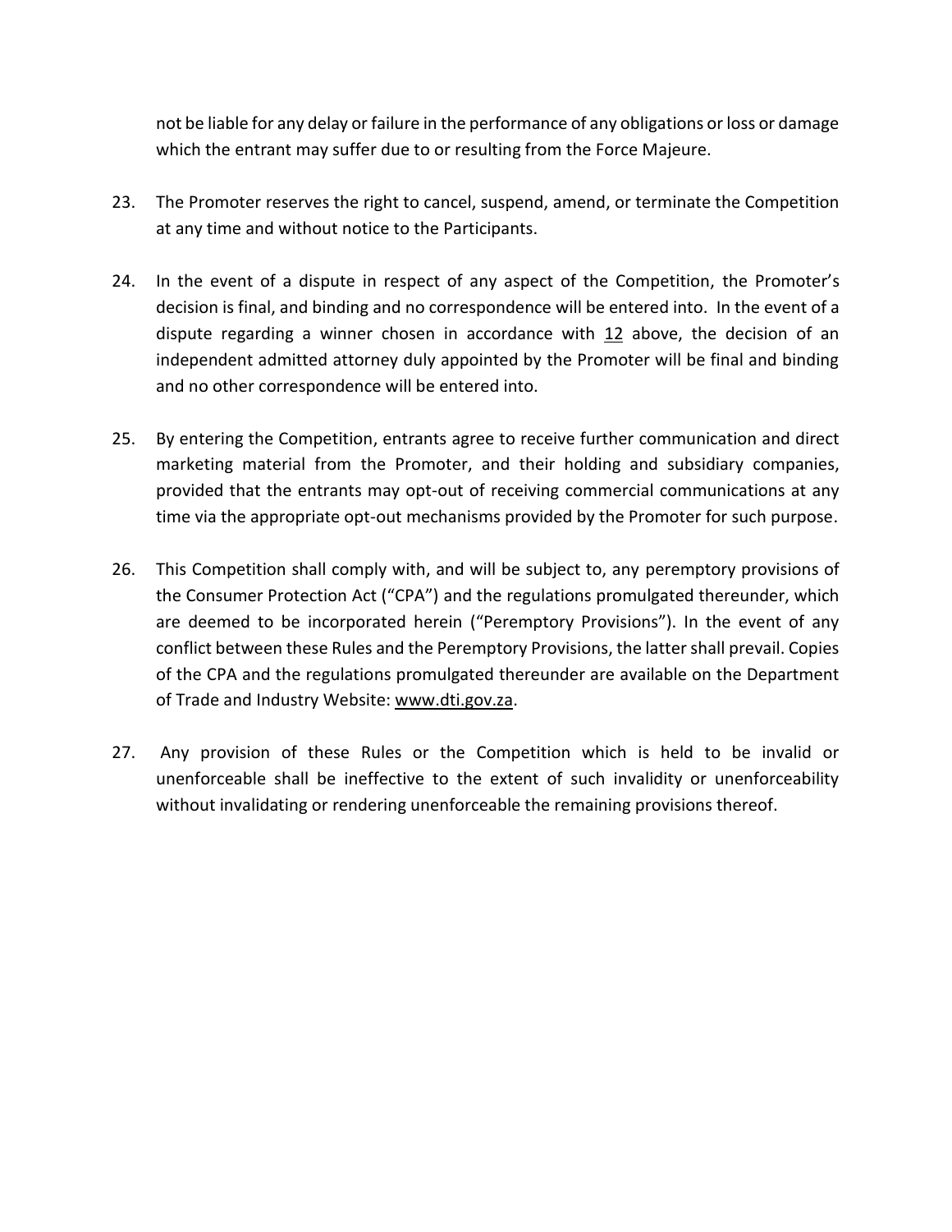not be liable for any delay or failure in the performance of any obligations or loss or damage which the entrant may suffer due to or resulting from the Force Majeure.

23. The Promoter reserves the right to cancel, suspend, amend, or terminate the Competition at any time and without notice to the Participants.

24. In the event of a dispute in respect of any aspect of the Competition, the Promoter's decision is final, and binding and no correspondence will be entered into. In the event of a dispute regarding a winner chosen in accordance with 12 above, the decision of an independent admitted attorney duly appointed by the Promoter will be final and binding and no other correspondence will be entered into.

25. By entering the Competition, entrants agree to receive further communication and direct marketing material from the Promoter, and their holding and subsidiary companies, provided that the entrants may opt-out of receiving commercial communications at any time via the appropriate opt-out mechanisms provided by the Promoter for such purpose.

26. This Competition shall comply with, and will be subject to, any peremptory provisions of the Consumer Protection Act ("CPA") and the regulations promulgated thereunder, which are deemed to be incorporated herein ("Peremptory Provisions"). In the event of any conflict between these Rules and the Peremptory Provisions, the latter shall prevail. Copies of the CPA and the regulations promulgated thereunder are available on the Department of Trade and Industry Website: www.dti.gov.za.

27. Any provision of these Rules or the Competition which is held to be invalid or unenforceable shall be ineffective to the extent of such invalidity or unenforceability without invalidating or rendering unenforceable the remaining provisions thereof.